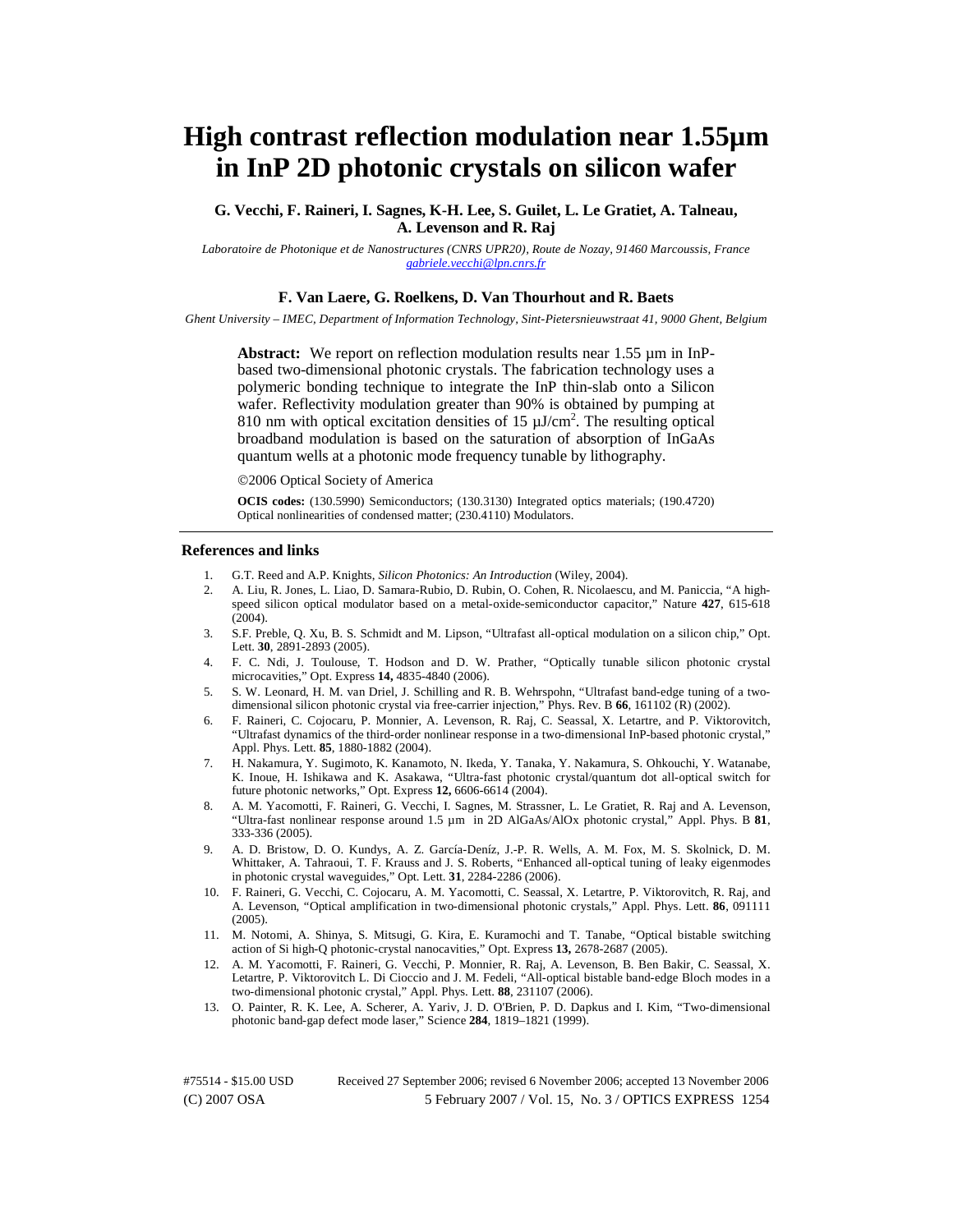# High contrast reflection modulation near 1.55µm in InP 2D photonic crystals on silicon wafer

**G. Vecchi, F. Raineri, I. Sagnes, K-H. Lee, S. Guilet, L. Le Gratiet, A. Talneau, A. Levenson and R. Raj**

*Laboratoire de Photonique et de Nanostructures (CNRS UPR20), Route de Nozay, 91460 Marcoussis, France*
*gabriele.vecchi@lpn.cnrs.fr*

**F. Van Laere, G. Roelkens, D. Van Thourhout and R. Baets**

*Ghent University – IMEC, Department of Information Technology, Sint-Pietersnieuwstraat 41, 9000 Ghent, Belgium*

**Abstract:** We report on reflection modulation results near 1.55 µm in InP-based two-dimensional photonic crystals. The fabrication technology uses a polymeric bonding technique to integrate the InP thin-slab onto a Silicon wafer. Reflectivity modulation greater than 90% is obtained by pumping at 810 nm with optical excitation densities of 15 µJ/cm$^2$. The resulting optical broadband modulation is based on the saturation of absorption of InGaAs quantum wells at a photonic mode frequency tunable by lithography.

©2006 Optical Society of America

**OCIS codes:** (130.5990) Semiconductors; (130.3130) Integrated optics materials; (190.4720) Optical nonlinearities of condensed matter; (230.4110) Modulators.

## References and links

1. G.T. Reed and A.P. Knights, *Silicon Photonics: An Introduction* (Wiley, 2004).
2. A. Liu, R. Jones, L. Liao, D. Samara-Rubio, D. Rubin, O. Cohen, R. Nicolaescu, and M. Paniccia, "A high-speed silicon optical modulator based on a metal-oxide-semiconductor capacitor," Nature **427**, 615-618 (2004).
3. S.F. Preble, Q. Xu, B. S. Schmidt and M. Lipson, "Ultrafast all-optical modulation on a silicon chip," Opt. Lett. **30**, 2891-2893 (2005).
4. F. C. Ndi, J. Toulouse, T. Hodson and D. W. Prather, "Optically tunable silicon photonic crystal microcavities," Opt. Express **14,** 4835-4840 (2006).
5. S. W. Leonard, H. M. van Driel, J. Schilling and R. B. Wehrspohn, "Ultrafast band-edge tuning of a two-dimensional silicon photonic crystal via free-carrier injection," Phys. Rev. B **66**, 161102 (R) (2002).
6. F. Raineri, C. Cojocaru, P. Monnier, A. Levenson, R. Raj, C. Seassal, X. Letartre, and P. Viktorovitch, "Ultrafast dynamics of the third-order nonlinear response in a two-dimensional InP-based photonic crystal," Appl. Phys. Lett. **85**, 1880-1882 (2004).
7. H. Nakamura, Y. Sugimoto, K. Kanamoto, N. Ikeda, Y. Tanaka, Y. Nakamura, S. Ohkouchi, Y. Watanabe, K. Inoue, H. Ishikawa and K. Asakawa, "Ultra-fast photonic crystal/quantum dot all-optical switch for future photonic networks," Opt. Express **12,** 6606-6614 (2004).
8. A. M. Yacomotti, F. Raineri, G. Vecchi, I. Sagnes, M. Strassner, L. Le Gratiet, R. Raj and A. Levenson, "Ultra-fast nonlinear response around 1.5 µm in 2D AlGaAs/AlOx photonic crystal," Appl. Phys. B **81**, 333-336 (2005).
9. A. D. Bristow, D. O. Kundys, A. Z. García-Deníz, J.-P. R. Wells, A. M. Fox, M. S. Skolnick, D. M. Whittaker, A. Tahraoui, T. F. Krauss and J. S. Roberts, "Enhanced all-optical tuning of leaky eigenmodes in photonic crystal waveguides," Opt. Lett. **31**, 2284-2286 (2006).
10. F. Raineri, G. Vecchi, C. Cojocaru, A. M. Yacomotti, C. Seassal, X. Letartre, P. Viktorovitch, R. Raj, and A. Levenson, "Optical amplification in two-dimensional photonic crystals," Appl. Phys. Lett. **86**, 091111 (2005).
11. M. Notomi, A. Shinya, S. Mitsugi, G. Kira, E. Kuramochi and T. Tanabe, "Optical bistable switching action of Si high-Q photonic-crystal nanocavities," Opt. Express **13,** 2678-2687 (2005).
12. A. M. Yacomotti, F. Raineri, G. Vecchi, P. Monnier, R. Raj, A. Levenson, B. Ben Bakir, C. Seassal, X. Letartre, P. Viktorovitch L. Di Cioccio and J. M. Fedeli, "All-optical bistable band-edge Bloch modes in a two-dimensional photonic crystal," Appl. Phys. Lett. **88**, 231107 (2006).
13. O. Painter, R. K. Lee, A. Scherer, A. Yariv, J. D. O'Brien, P. D. Dapkus and I. Kim, "Two-dimensional photonic band-gap defect mode laser," Science **284**, 1819–1821 (1999).

#75514 - $15.00 USD Received 27 September 2006; revised 6 November 2006; accepted 13 November 2006
(C) 2007 OSA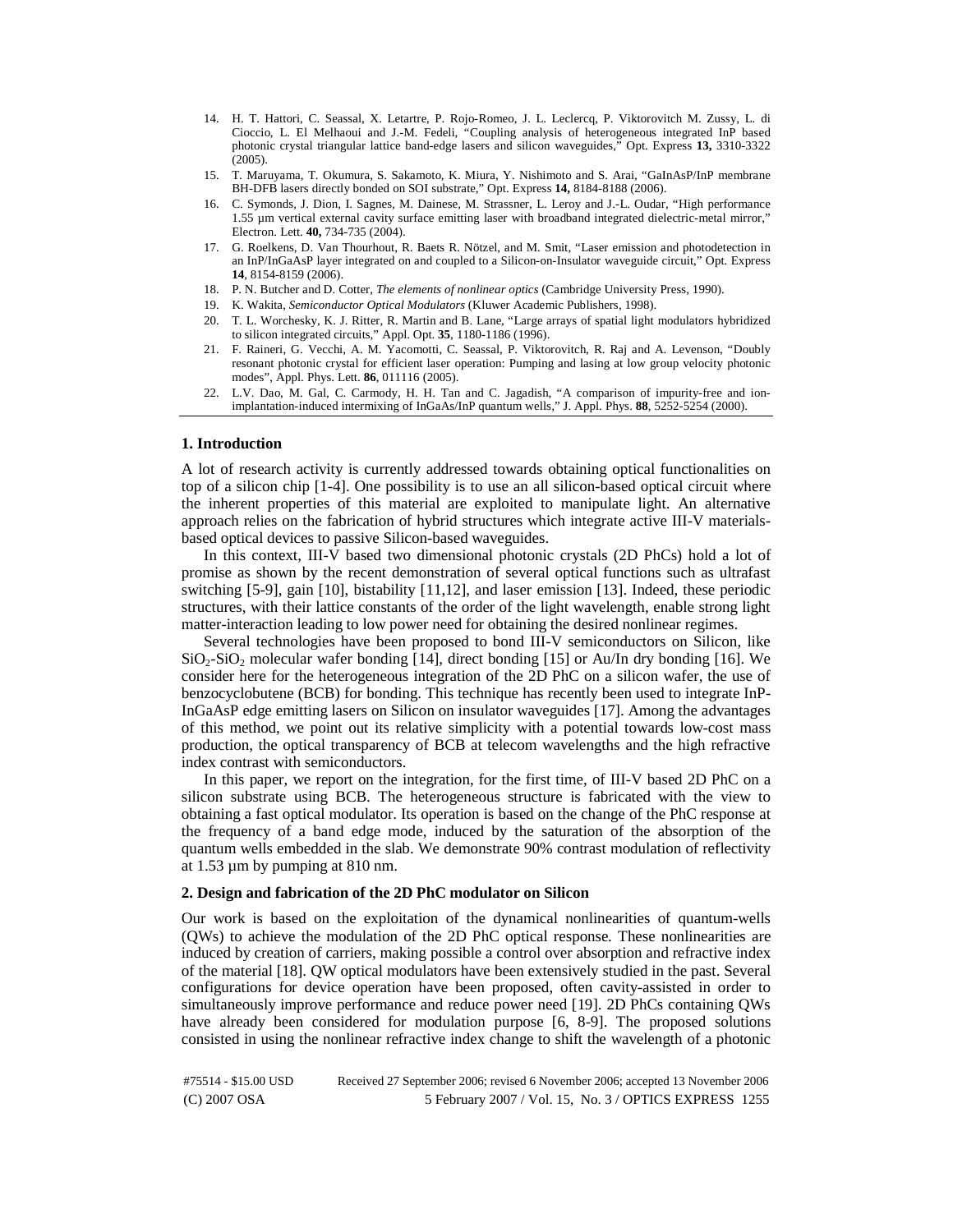14. H. T. Hattori, C. Seassal, X. Letartre, P. Rojo-Romeo, J. L. Leclercq, P. Viktorovitch M. Zussy, L. di Cioccio, L. El Melhaoui and J.-M. Fedeli, "Coupling analysis of heterogeneous integrated InP based photonic crystal triangular lattice band-edge lasers and silicon waveguides," Opt. Express **13,** 3310-3322 (2005).
15. T. Maruyama, T. Okumura, S. Sakamoto, K. Miura, Y. Nishimoto and S. Arai, "GaInAsP/InP membrane BH-DFB lasers directly bonded on SOI substrate," Opt. Express **14,** 8184-8188 (2006).
16. C. Symonds, J. Dion, I. Sagnes, M. Dainese, M. Strassner, L. Leroy and J.-L. Oudar, "High performance 1.55 µm vertical external cavity surface emitting laser with broadband integrated dielectric-metal mirror," Electron. Lett. **40,** 734-735 (2004).
17. G. Roelkens, D. Van Thourhout, R. Baets R. Nötzel, and M. Smit, "Laser emission and photodetection in an InP/InGaAsP layer integrated on and coupled to a Silicon-on-Insulator waveguide circuit," Opt. Express **14**, 8154-8159 (2006).
18. P. N. Butcher and D. Cotter, *The elements of nonlinear optics* (Cambridge University Press, 1990).
19. K. Wakita, *Semiconductor Optical Modulators* (Kluwer Academic Publishers, 1998).
20. T. L. Worchesky, K. J. Ritter, R. Martin and B. Lane, "Large arrays of spatial light modulators hybridized to silicon integrated circuits," Appl. Opt. **35**, 1180-1186 (1996).
21. F. Raineri, G. Vecchi, A. M. Yacomotti, C. Seassal, P. Viktorovitch, R. Raj and A. Levenson, "Doubly resonant photonic crystal for efficient laser operation: Pumping and lasing at low group velocity photonic modes", Appl. Phys. Lett. **86**, 011116 (2005).
22. L.V. Dao, M. Gal, C. Carmody, H. H. Tan and C. Jagadish, "A comparison of impurity-free and ion-implantation-induced intermixing of InGaAs/InP quantum wells," J. Appl. Phys. **88**, 5252-5254 (2000).

## 1. Introduction

A lot of research activity is currently addressed towards obtaining optical functionalities on top of a silicon chip [1-4]. One possibility is to use an all silicon-based optical circuit where the inherent properties of this material are exploited to manipulate light. An alternative approach relies on the fabrication of hybrid structures which integrate active III-V materials-based optical devices to passive Silicon-based waveguides.

In this context, III-V based two dimensional photonic crystals (2D PhCs) hold a lot of promise as shown by the recent demonstration of several optical functions such as ultrafast switching [5-9], gain [10], bistability [11,12], and laser emission [13]. Indeed, these periodic structures, with their lattice constants of the order of the light wavelength, enable strong light matter-interaction leading to low power need for obtaining the desired nonlinear regimes.

Several technologies have been proposed to bond III-V semiconductors on Silicon, like $SiO_2$-$SiO_2$ molecular wafer bonding [14], direct bonding [15] or Au/In dry bonding [16]. We consider here for the heterogeneous integration of the 2D PhC on a silicon wafer, the use of benzocyclobutene (BCB) for bonding. This technique has recently been used to integrate InP-InGaAsP edge emitting lasers on Silicon on insulator waveguides [17]. Among the advantages of this method, we point out its relative simplicity with a potential towards low-cost mass production, the optical transparency of BCB at telecom wavelengths and the high refractive index contrast with semiconductors.

In this paper, we report on the integration, for the first time, of III-V based 2D PhC on a silicon substrate using BCB. The heterogeneous structure is fabricated with the view to obtaining a fast optical modulator. Its operation is based on the change of the PhC response at the frequency of a band edge mode, induced by the saturation of the absorption of the quantum wells embedded in the slab. We demonstrate 90% contrast modulation of reflectivity at 1.53 µm by pumping at 810 nm.

## 2. Design and fabrication of the 2D PhC modulator on Silicon

Our work is based on the exploitation of the dynamical nonlinearities of quantum-wells (QWs) to achieve the modulation of the 2D PhC optical response. These nonlinearities are induced by creation of carriers, making possible a control over absorption and refractive index of the material [18]. QW optical modulators have been extensively studied in the past. Several configurations for device operation have been proposed, often cavity-assisted in order to simultaneously improve performance and reduce power need [19]. 2D PhCs containing QWs have already been considered for modulation purpose [6, 8-9]. The proposed solutions consisted in using the nonlinear refractive index change to shift the wavelength of a photonic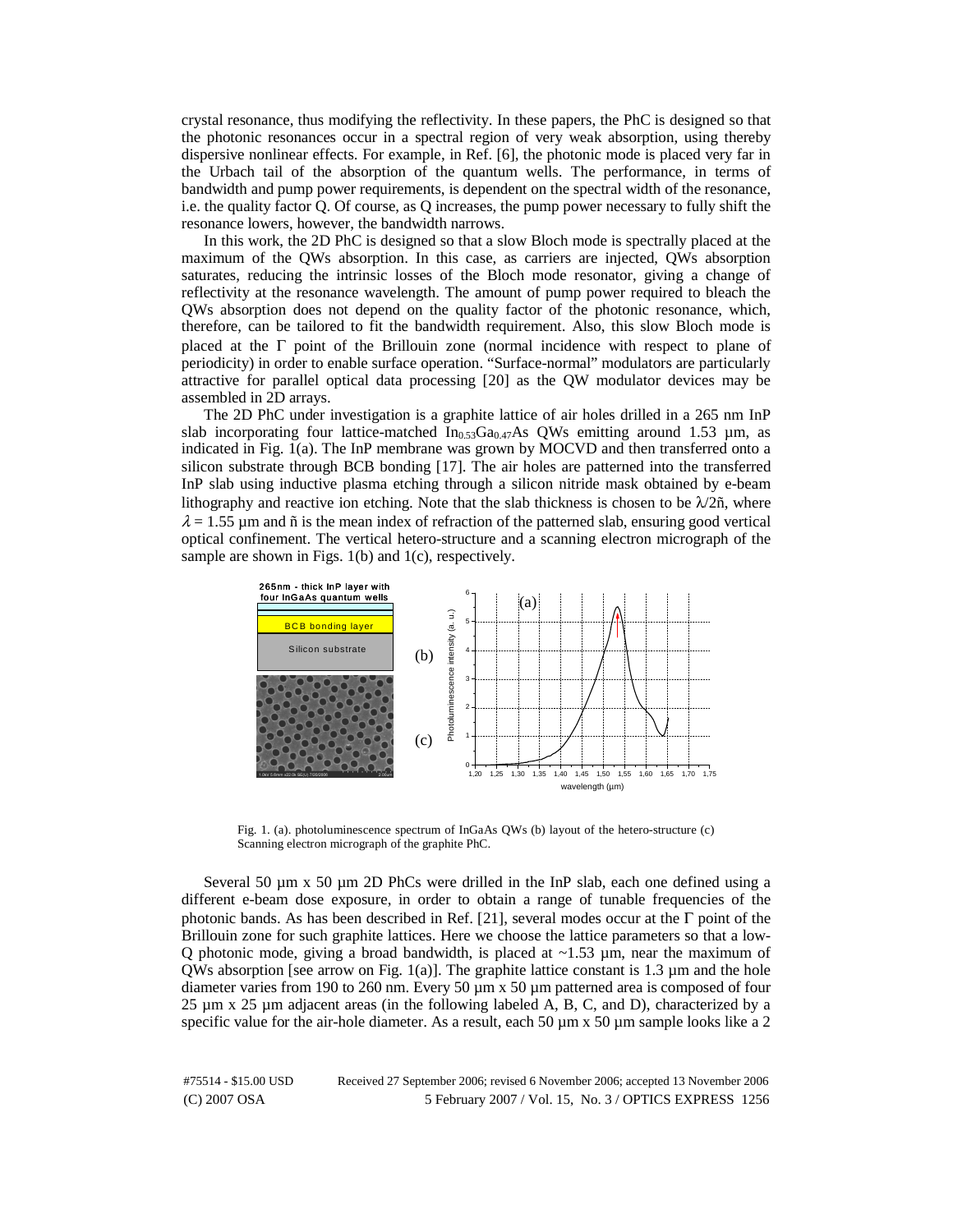crystal resonance, thus modifying the reflectivity. In these papers, the PhC is designed so that the photonic resonances occur in a spectral region of very weak absorption, using thereby dispersive nonlinear effects. For example, in Ref. [6], the photonic mode is placed very far in the Urbach tail of the absorption of the quantum wells. The performance, in terms of bandwidth and pump power requirements, is dependent on the spectral width of the resonance, i.e. the quality factor Q. Of course, as Q increases, the pump power necessary to fully shift the resonance lowers, however, the bandwidth narrows.

In this work, the 2D PhC is designed so that a slow Bloch mode is spectrally placed at the maximum of the QWs absorption. In this case, as carriers are injected, QWs absorption saturates, reducing the intrinsic losses of the Bloch mode resonator, giving a change of reflectivity at the resonance wavelength. The amount of pump power required to bleach the QWs absorption does not depend on the quality factor of the photonic resonance, which, therefore, can be tailored to fit the bandwidth requirement. Also, this slow Bloch mode is placed at the Γ point of the Brillouin zone (normal incidence with respect to plane of periodicity) in order to enable surface operation. "Surface-normal" modulators are particularly attractive for parallel optical data processing [20] as the QW modulator devices may be assembled in 2D arrays.

The 2D PhC under investigation is a graphite lattice of air holes drilled in a 265 nm InP slab incorporating four lattice-matched $In_{0.53}Ga_{0.47}As$ QWs emitting around 1.53 µm, as indicated in Fig. 1(a). The InP membrane was grown by MOCVD and then transferred onto a silicon substrate through BCB bonding [17]. The air holes are patterned into the transferred InP slab using inductive plasma etching through a silicon nitride mask obtained by e-beam lithography and reactive ion etching. Note that the slab thickness is chosen to be $\lambda/2\tilde{n}$, where $\lambda = 1.55$ µm and $\tilde{n}$ is the mean index of refraction of the patterned slab, ensuring good vertical optical confinement. The vertical hetero-structure and a scanning electron micrograph of the sample are shown in Figs. 1(b) and 1(c), respectively.

Fig. 1. (a). photoluminescence spectrum of InGaAs QWs (b) layout of the hetero-structure (c) Scanning electron micrograph of the graphite PhC.

Several 50 µm x 50 µm 2D PhCs were drilled in the InP slab, each one defined using a different e-beam dose exposure, in order to obtain a range of tunable frequencies of the photonic bands. As has been described in Ref. [21], several modes occur at the Γ point of the Brillouin zone for such graphite lattices. Here we choose the lattice parameters so that a low-Q photonic mode, giving a broad bandwidth, is placed at ~1.53 µm, near the maximum of QWs absorption [see arrow on Fig. 1(a)]. The graphite lattice constant is 1.3 µm and the hole diameter varies from 190 to 260 nm. Every 50 µm x 50 µm patterned area is composed of four 25 µm x 25 µm adjacent areas (in the following labeled A, B, C, and D), characterized by a specific value for the air-hole diameter. As a result, each 50 µm x 50 µm sample looks like a 2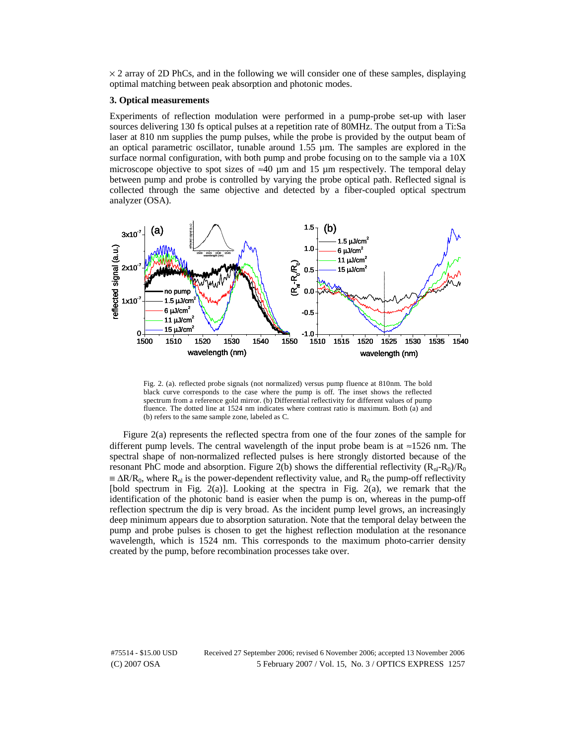$\times$ 2 array of 2D PhCs, and in the following we will consider one of these samples, displaying optimal matching between peak absorption and photonic modes.

### 3. Optical measurements

Experiments of reflection modulation were performed in a pump-probe set-up with laser sources delivering 130 fs optical pulses at a repetition rate of 80MHz. The output from a Ti:Sa laser at 810 nm supplies the pump pulses, while the probe is provided by the output beam of an optical parametric oscillator, tunable around 1.55 µm. The samples are explored in the surface normal configuration, with both pump and probe focusing on to the sample via a 10X microscope objective to spot sizes of ≈40 µm and 15 µm respectively. The temporal delay between pump and probe is controlled by varying the probe optical path. Reflected signal is collected through the same objective and detected by a fiber-coupled optical spectrum analyzer (OSA).

Fig. 2. (a). reflected probe signals (not normalized) versus pump fluence at 810nm. The bold black curve corresponds to the case where the pump is off. The inset shows the reflected spectrum from a reference gold mirror. (b) Differential reflectivity for different values of pump fluence. The dotted line at 1524 nm indicates where contrast ratio is maximum. Both (a) and (b) refers to the same sample zone, labeled as C.

Figure 2(a) represents the reflected spectra from one of the four zones of the sample for different pump levels. The central wavelength of the input probe beam is at ≈1526 nm. The spectral shape of non-normalized reflected pulses is here strongly distorted because of the resonant PhC mode and absorption. Figure 2(b) shows the differential reflectivity $(R_{nl}-R_0)/R_0 \equiv \Delta R/R_0$, where $R_{nl}$ is the power-dependent reflectivity value, and $R_0$ the pump-off reflectivity [bold spectrum in Fig. 2(a)]. Looking at the spectra in Fig. 2(a), we remark that the identification of the photonic band is easier when the pump is on, whereas in the pump-off reflection spectrum the dip is very broad. As the incident pump level grows, an increasingly deep minimum appears due to absorption saturation. Note that the temporal delay between the pump and probe pulses is chosen to get the highest reflection modulation at the resonance wavelength, which is 1524 nm. This corresponds to the maximum photo-carrier density created by the pump, before recombination processes take over.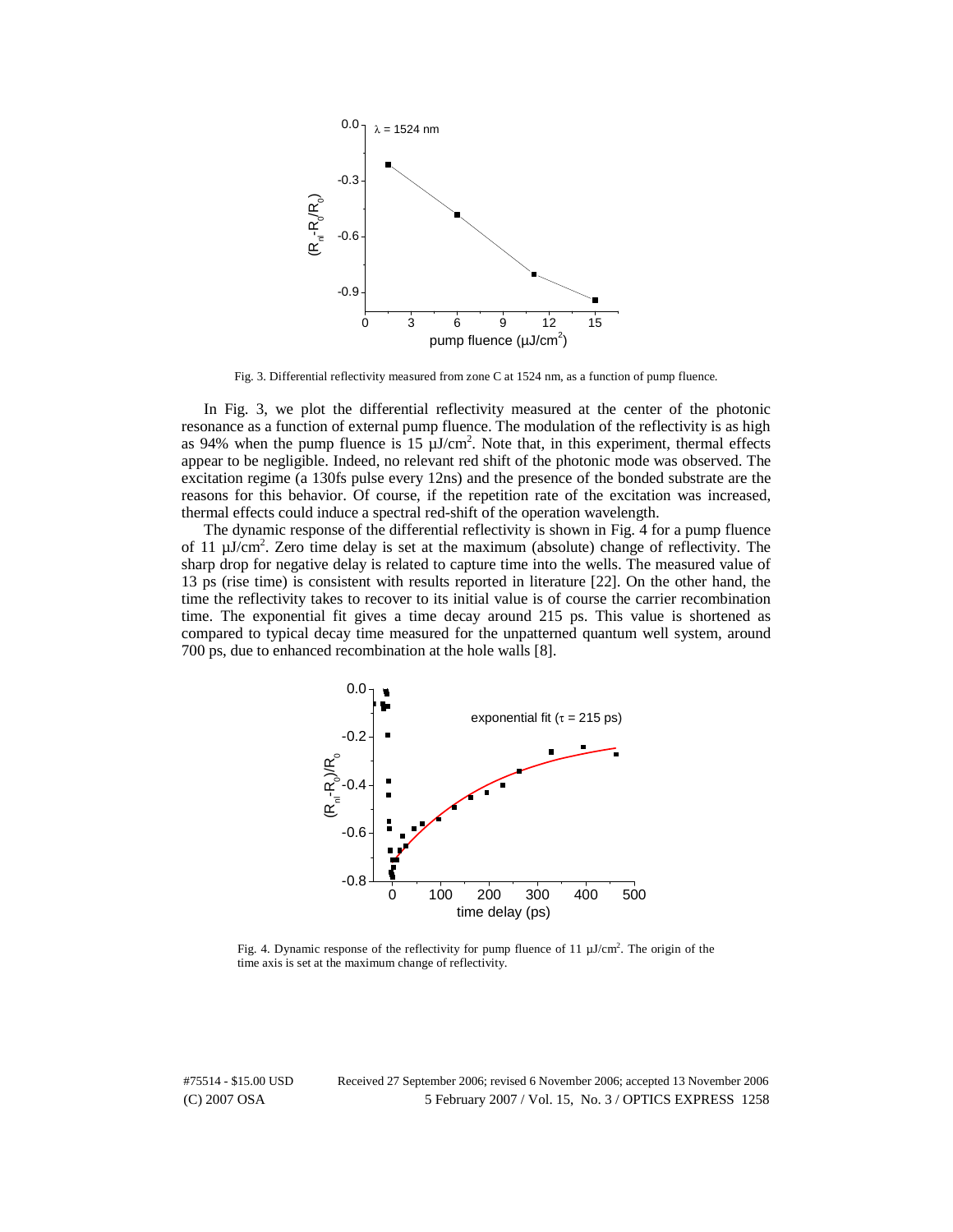Fig. 3. Differential reflectivity measured from zone C at 1524 nm, as a function of pump fluence.

In Fig. 3, we plot the differential reflectivity measured at the center of the photonic resonance as a function of external pump fluence. The modulation of the reflectivity is as high as 94% when the pump fluence is 15 µJ/cm$^2$. Note that, in this experiment, thermal effects appear to be negligible. Indeed, no relevant red shift of the photonic mode was observed. The excitation regime (a 130fs pulse every 12ns) and the presence of the bonded substrate are the reasons for this behavior. Of course, if the repetition rate of the excitation was increased, thermal effects could induce a spectral red-shift of the operation wavelength.

The dynamic response of the differential reflectivity is shown in Fig. 4 for a pump fluence of 11 µJ/cm$^2$. Zero time delay is set at the maximum (absolute) change of reflectivity. The sharp drop for negative delay is related to capture time into the wells. The measured value of 13 ps (rise time) is consistent with results reported in literature [22]. On the other hand, the time the reflectivity takes to recover to its initial value is of course the carrier recombination time. The exponential fit gives a time decay around 215 ps. This value is shortened as compared to typical decay time measured for the unpatterned quantum well system, around 700 ps, due to enhanced recombination at the hole walls [8].

Fig. 4. Dynamic response of the reflectivity for pump fluence of 11 µJ/cm$^2$. The origin of the time axis is set at the maximum change of reflectivity.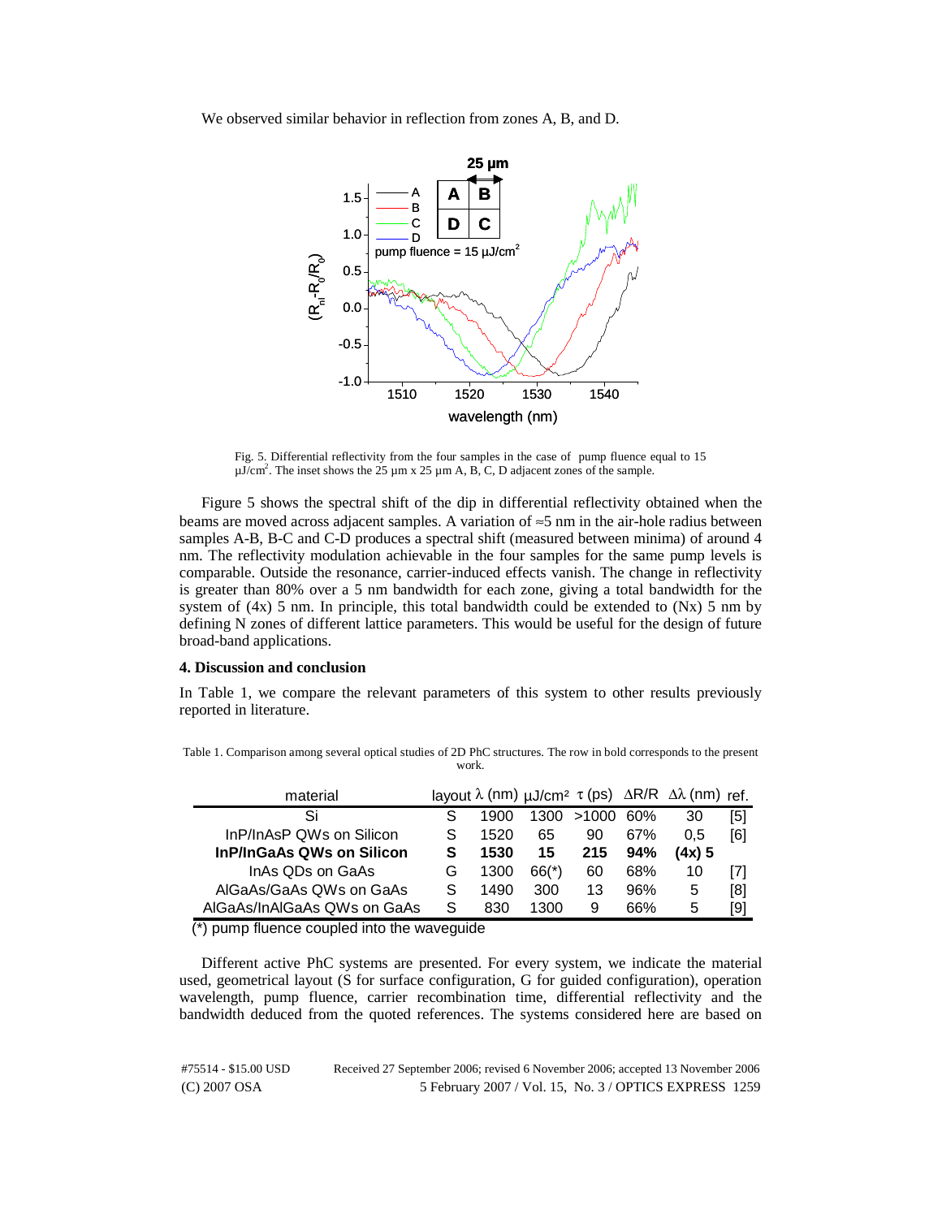We observed similar behavior in reflection from zones A, B, and D.

Fig. 5. Differential reflectivity from the four samples in the case of pump fluence equal to 15 $\mu J/cm^2$. The inset shows the 25 µm x 25 µm A, B, C, D adjacent zones of the sample.

Figure 5 shows the spectral shift of the dip in differential reflectivity obtained when the beams are moved across adjacent samples. A variation of ≈5 nm in the air-hole radius between samples A-B, B-C and C-D produces a spectral shift (measured between minima) of around 4 nm. The reflectivity modulation achievable in the four samples for the same pump levels is comparable. Outside the resonance, carrier-induced effects vanish. The change in reflectivity is greater than 80% over a 5 nm bandwidth for each zone, giving a total bandwidth for the system of (4x) 5 nm. In principle, this total bandwidth could be extended to (Nx) 5 nm by defining N zones of different lattice parameters. This would be useful for the design of future broad-band applications.

#### 4. Discussion and conclusion

In Table 1, we compare the relevant parameters of this system to other results previously reported in literature.

Table 1. Comparison among several optical studies of 2D PhC structures. The row in bold corresponds to the present work.

| material | layout | λ (nm) | µJ/cm² | τ (ps) | ΔR/R | Δλ (nm) | ref. |
|---|---|---|---|---|---|---|---|
| Si | S | 1900 | 1300 | >1000 | 60% | 30 | [5] |
| InP/InAsP QWs on Silicon | S | 1520 | 65 | 90 | 67% | 0,5 | [6] |
| **InP/InGaAs QWs on Silicon** | **S** | **1530** | **15** | **215** | **94%** | **(4x) 5** | |
| InAs QDs on GaAs | G | 1300 | 66(*) | 60 | 68% | 10 | [7] |
| AlGaAs/GaAs QWs on GaAs | S | 1490 | 300 | 13 | 96% | 5 | [8] |
| AlGaAs/InAlGaAs QWs on GaAs | S | 830 | 1300 | 9 | 66% | 5 | [9] |

(*) pump fluence coupled into the waveguide

Different active PhC systems are presented. For every system, we indicate the material used, geometrical layout (S for surface configuration, G for guided configuration), operation wavelength, pump fluence, carrier recombination time, differential reflectivity and the bandwidth deduced from the quoted references. The systems considered here are based on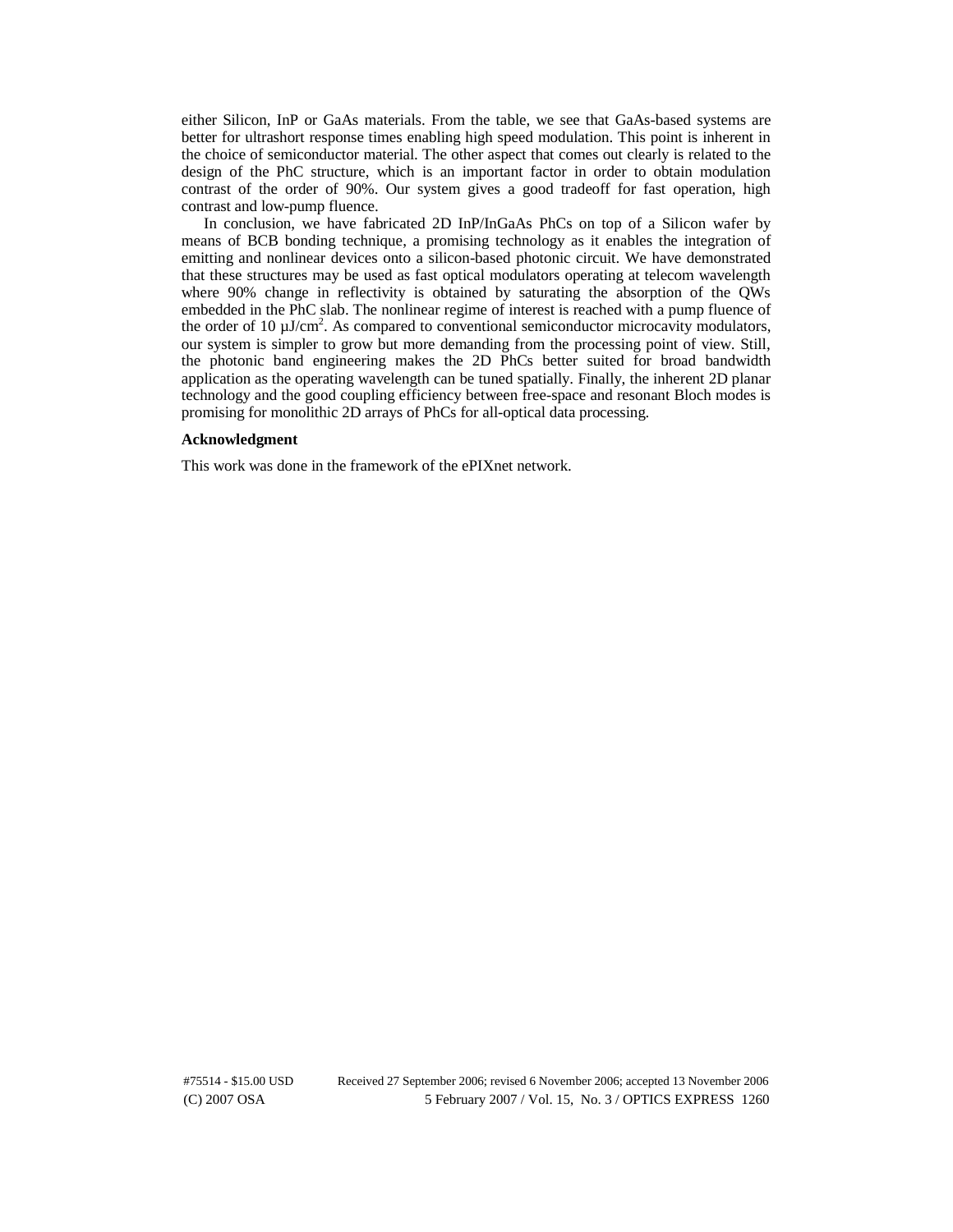either Silicon, InP or GaAs materials. From the table, we see that GaAs-based systems are better for ultrashort response times enabling high speed modulation. This point is inherent in the choice of semiconductor material. The other aspect that comes out clearly is related to the design of the PhC structure, which is an important factor in order to obtain modulation contrast of the order of 90%. Our system gives a good tradeoff for fast operation, high contrast and low-pump fluence.

In conclusion, we have fabricated 2D InP/InGaAs PhCs on top of a Silicon wafer by means of BCB bonding technique, a promising technology as it enables the integration of emitting and nonlinear devices onto a silicon-based photonic circuit. We have demonstrated that these structures may be used as fast optical modulators operating at telecom wavelength where 90% change in reflectivity is obtained by saturating the absorption of the QWs embedded in the PhC slab. The nonlinear regime of interest is reached with a pump fluence of the order of 10 $\mu J/cm^2$. As compared to conventional semiconductor microcavity modulators, our system is simpler to grow but more demanding from the processing point of view. Still, the photonic band engineering makes the 2D PhCs better suited for broad bandwidth application as the operating wavelength can be tuned spatially. Finally, the inherent 2D planar technology and the good coupling efficiency between free-space and resonant Bloch modes is promising for monolithic 2D arrays of PhCs for all-optical data processing.

**Acknowledgment**

This work was done in the framework of the ePIXnet network.